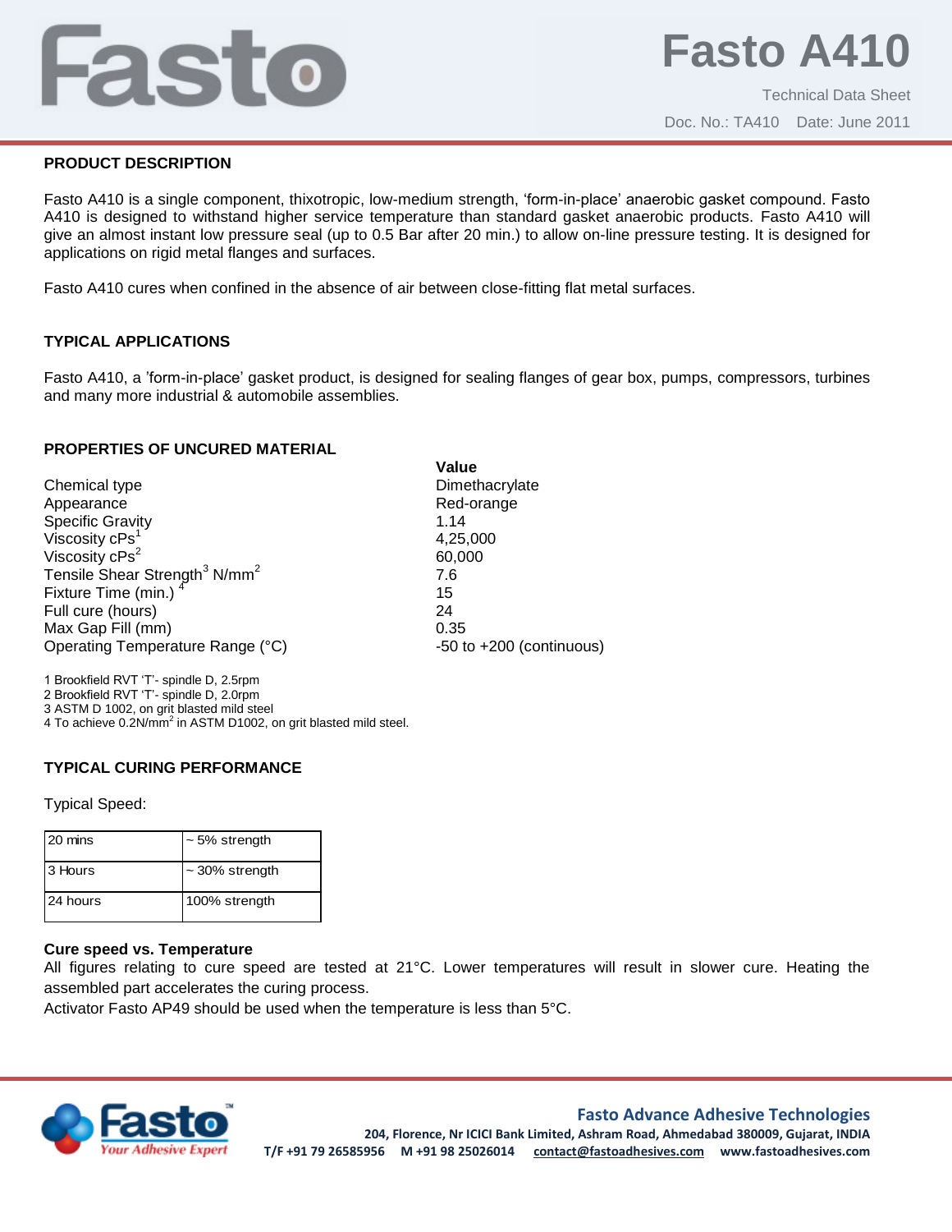# Fasto A410

Technical Data Sheet

Doc. No.: TA410 Date: June 2011

## PRODUCT DESCRIPTION

Fasto A410 is a single component, thixotropic, low-medium strength, 'form-in-place' anaerobic gasket compound. Fasto A410 is designed to withstand higher service temperature than standard gasket anaerobic products. Fasto A410 will give an almost instant low pressure seal (up to 0.5 Bar after 20 min.) to allow on-line pressure testing. It is designed for applications on rigid metal flanges and surfaces.

Fasto A410 cures when confined in the absence of air between close-fitting flat metal surfaces.

## TYPICAL APPLICATIONS

Fasto A410, a 'form-in-place' gasket product, is designed for sealing flanges of gear box, pumps, compressors, turbines and many more industrial & automobile assemblies.

## PROPERTIES OF UNCURED MATERIAL

| | **Value** |
|---|---|
| Chemical type | Dimethacrylate |
| Appearance | Red-orange |
| Specific Gravity | 1.14 |
| Viscosity cPs[1] | 4,25,000 |
| Viscosity cPs[2] | 60,000 |
| Tensile Shear Strength[3] $N/mm^2$ | 7.6 |
| Fixture Time (min.)[4] | 15 |
| Full cure (hours) | 24 |
| Max Gap Fill (mm) | 0.35 |
| Operating Temperature Range (°C) | -50 to +200 (continuous) |

1 Brookfield RVT 'T'- spindle D, 2.5rpm
2 Brookfield RVT 'T'- spindle D, 2.0rpm
3 ASTM D 1002, on grit blasted mild steel
4 To achieve $0.2 N/mm^2$ in ASTM D1002, on grit blasted mild steel.

## TYPICAL CURING PERFORMANCE

Typical Speed:

| | |
|---|---|
| 20 mins | ~ 5% strength |
| 3 Hours | ~ 30% strength |
| 24 hours | 100% strength |

**Cure speed vs. Temperature**

All figures relating to cure speed are tested at 21°C. Lower temperatures will result in slower cure. Heating the assembled part accelerates the curing process.

Activator Fasto AP49 should be used when the temperature is less than 5°C.

**Fasto Advance Adhesive Technologies**
204, Florence, Nr ICICI Bank Limited, Ashram Road, Ahmedabad 380009, Gujarat, INDIA
T/F +91 79 26585956 M +91 98 25026014 contact@fastoadhesives.com www.fastoadhesives.com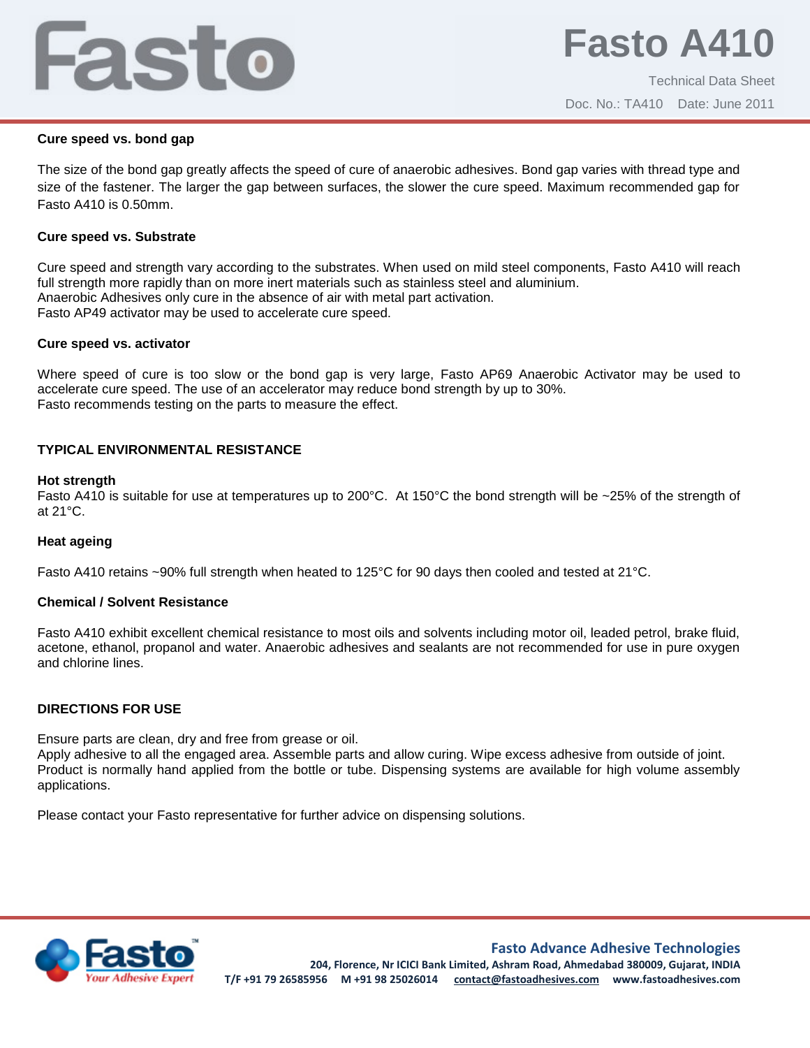**Cure speed vs. bond gap**

The size of the bond gap greatly affects the speed of cure of anaerobic adhesives. Bond gap varies with thread type and size of the fastener. The larger the gap between surfaces, the slower the cure speed. Maximum recommended gap for Fasto A410 is 0.50mm.

**Cure speed vs. Substrate**

Cure speed and strength vary according to the substrates. When used on mild steel components, Fasto A410 will reach full strength more rapidly than on more inert materials such as stainless steel and aluminium.
Anaerobic Adhesives only cure in the absence of air with metal part activation.
Fasto AP49 activator may be used to accelerate cure speed.

**Cure speed vs. activator**

Where speed of cure is too slow or the bond gap is very large, Fasto AP69 Anaerobic Activator may be used to accelerate cure speed. The use of an accelerator may reduce bond strength by up to 30%.
Fasto recommends testing on the parts to measure the effect.

## TYPICAL ENVIRONMENTAL RESISTANCE

**Hot strength**
Fasto A410 is suitable for use at temperatures up to 200°C. At 150°C the bond strength will be ~25% of the strength of at 21°C.

**Heat ageing**

Fasto A410 retains ~90% full strength when heated to 125°C for 90 days then cooled and tested at 21°C.

**Chemical / Solvent Resistance**

Fasto A410 exhibit excellent chemical resistance to most oils and solvents including motor oil, leaded petrol, brake fluid, acetone, ethanol, propanol and water. Anaerobic adhesives and sealants are not recommended for use in pure oxygen and chlorine lines.

## DIRECTIONS FOR USE

Ensure parts are clean, dry and free from grease or oil.
Apply adhesive to all the engaged area. Assemble parts and allow curing. Wipe excess adhesive from outside of joint.
Product is normally hand applied from the bottle or tube. Dispensing systems are available for high volume assembly applications.

Please contact your Fasto representative for further advice on dispensing solutions.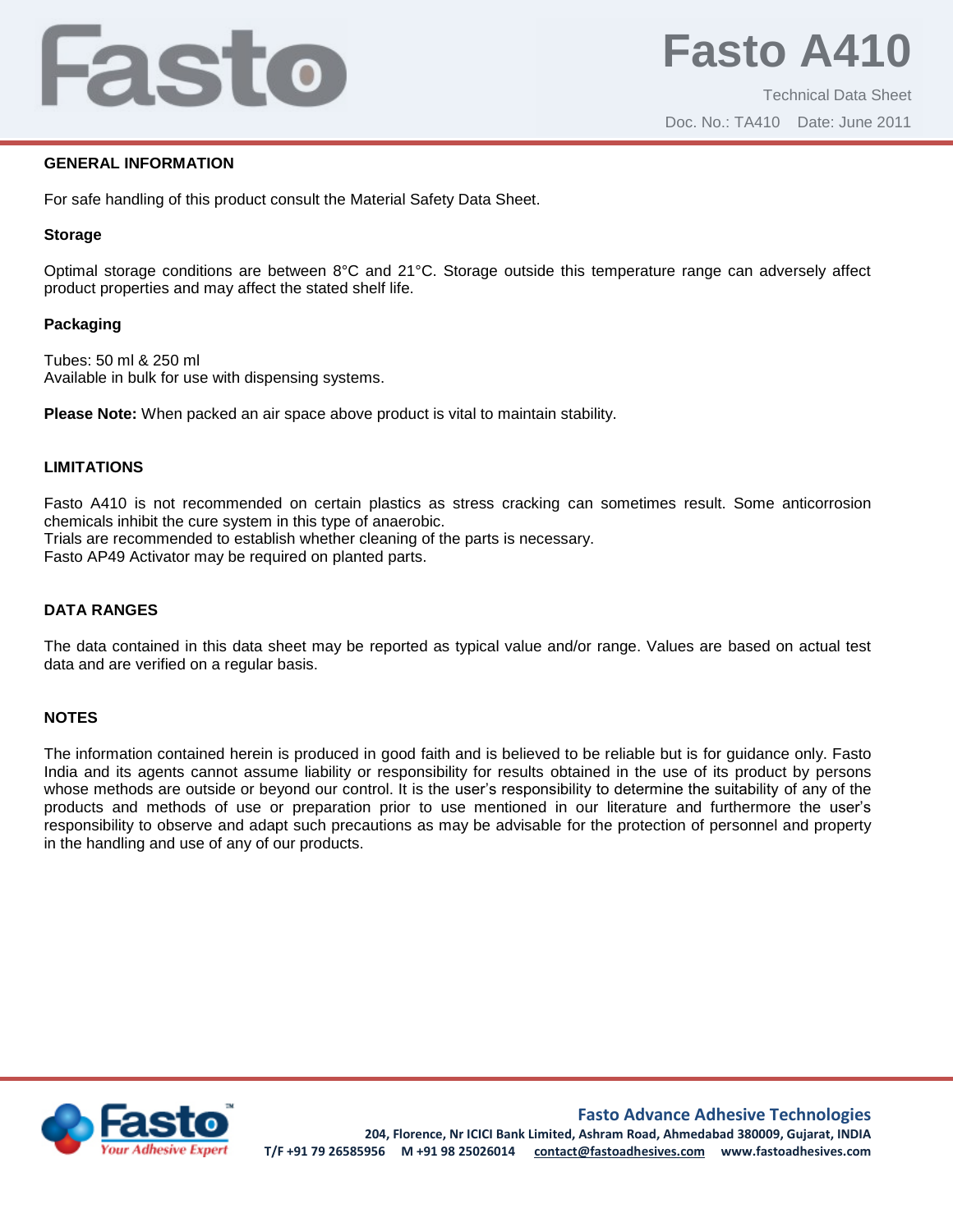## GENERAL INFORMATION

For safe handling of this product consult the Material Safety Data Sheet.

### Storage

Optimal storage conditions are between 8°C and 21°C. Storage outside this temperature range can adversely affect product properties and may affect the stated shelf life.

### Packaging

Tubes: 50 ml & 250 ml
Available in bulk for use with dispensing systems.

**Please Note:** When packed an air space above product is vital to maintain stability.

## LIMITATIONS

Fasto A410 is not recommended on certain plastics as stress cracking can sometimes result. Some anticorrosion chemicals inhibit the cure system in this type of anaerobic.
Trials are recommended to establish whether cleaning of the parts is necessary.
Fasto AP49 Activator may be required on planted parts.

## DATA RANGES

The data contained in this data sheet may be reported as typical value and/or range. Values are based on actual test data and are verified on a regular basis.

## NOTES

The information contained herein is produced in good faith and is believed to be reliable but is for guidance only. Fasto India and its agents cannot assume liability or responsibility for results obtained in the use of its product by persons whose methods are outside or beyond our control. It is the user's responsibility to determine the suitability of any of the products and methods of use or preparation prior to use mentioned in our literature and furthermore the user's responsibility to observe and adapt such precautions as may be advisable for the protection of personnel and property in the handling and use of any of our products.